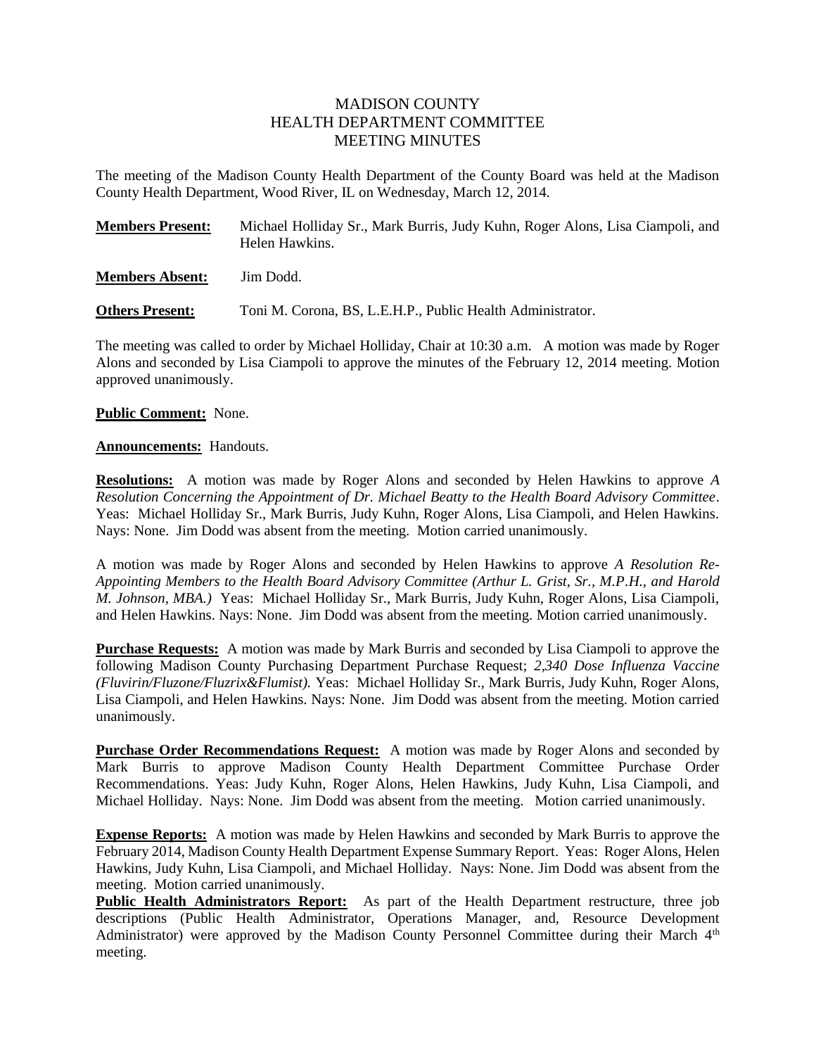# MADISON COUNTY
## HEALTH DEPARTMENT COMMITTEE
## MEETING MINUTES

The meeting of the Madison County Health Department of the County Board was held at the Madison County Health Department, Wood River, IL on Wednesday, March 12, 2014.

**Members Present:** Michael Holliday Sr., Mark Burris, Judy Kuhn, Roger Alons, Lisa Ciampoli, and Helen Hawkins.

**Members Absent:** Jim Dodd.

**Others Present:** Toni M. Corona, BS, L.E.H.P., Public Health Administrator.

The meeting was called to order by Michael Holliday, Chair at 10:30 a.m. A motion was made by Roger Alons and seconded by Lisa Ciampoli to approve the minutes of the February 12, 2014 meeting. Motion approved unanimously.

**Public Comment:** None.

**Announcements:** Handouts.

**Resolutions:** A motion was made by Roger Alons and seconded by Helen Hawkins to approve *A Resolution Concerning the Appointment of Dr. Michael Beatty to the Health Board Advisory Committee*. Yeas: Michael Holliday Sr., Mark Burris, Judy Kuhn, Roger Alons, Lisa Ciampoli, and Helen Hawkins. Nays: None. Jim Dodd was absent from the meeting. Motion carried unanimously.

A motion was made by Roger Alons and seconded by Helen Hawkins to approve *A Resolution Re-Appointing Members to the Health Board Advisory Committee (Arthur L. Grist, Sr., M.P.H., and Harold M. Johnson, MBA.)* Yeas: Michael Holliday Sr., Mark Burris, Judy Kuhn, Roger Alons, Lisa Ciampoli, and Helen Hawkins. Nays: None. Jim Dodd was absent from the meeting. Motion carried unanimously.

**Purchase Requests:** A motion was made by Mark Burris and seconded by Lisa Ciampoli to approve the following Madison County Purchasing Department Purchase Request; *2,340 Dose Influenza Vaccine (Fluvirin/Fluzone/Fluzrix&Flumist).* Yeas: Michael Holliday Sr., Mark Burris, Judy Kuhn, Roger Alons, Lisa Ciampoli, and Helen Hawkins. Nays: None. Jim Dodd was absent from the meeting. Motion carried unanimously.

**Purchase Order Recommendations Request:** A motion was made by Roger Alons and seconded by Mark Burris to approve Madison County Health Department Committee Purchase Order Recommendations. Yeas: Judy Kuhn, Roger Alons, Helen Hawkins, Judy Kuhn, Lisa Ciampoli, and Michael Holliday. Nays: None. Jim Dodd was absent from the meeting. Motion carried unanimously.

**Expense Reports:** A motion was made by Helen Hawkins and seconded by Mark Burris to approve the February 2014, Madison County Health Department Expense Summary Report. Yeas: Roger Alons, Helen Hawkins, Judy Kuhn, Lisa Ciampoli, and Michael Holliday. Nays: None. Jim Dodd was absent from the meeting. Motion carried unanimously.

**Public Health Administrators Report:** As part of the Health Department restructure, three job descriptions (Public Health Administrator, Operations Manager, and, Resource Development Administrator) were approved by the Madison County Personnel Committee during their March 4th meeting.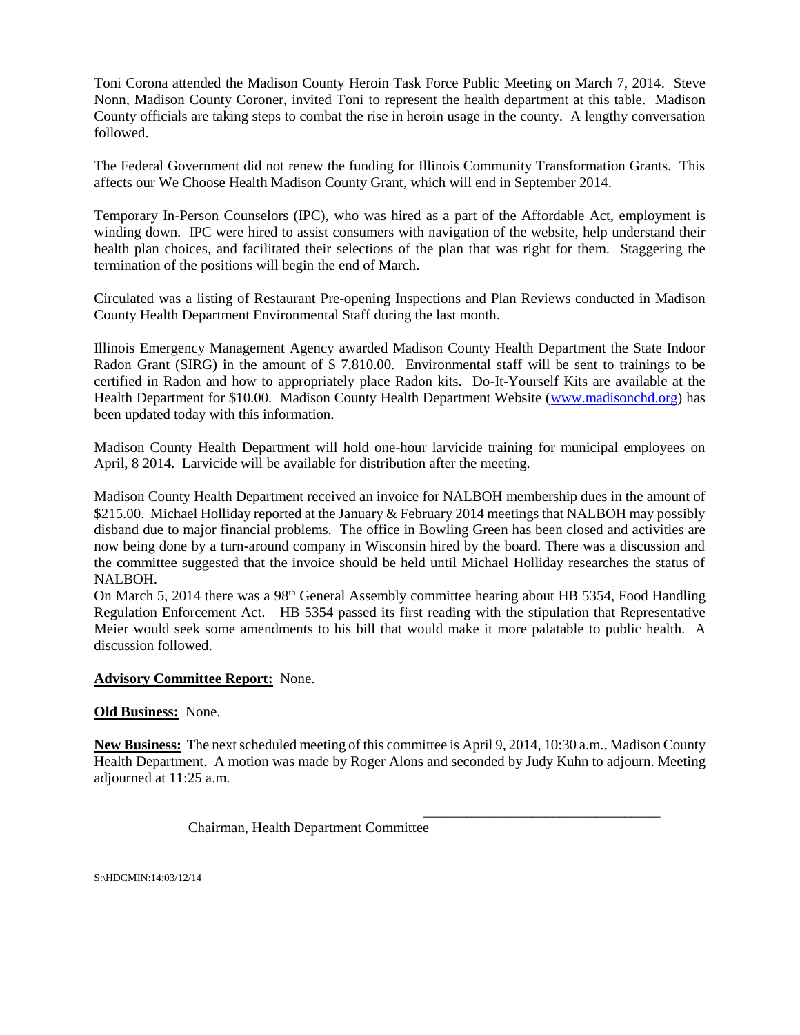Toni Corona attended the Madison County Heroin Task Force Public Meeting on March 7, 2014. Steve Nonn, Madison County Coroner, invited Toni to represent the health department at this table. Madison County officials are taking steps to combat the rise in heroin usage in the county. A lengthy conversation followed.

The Federal Government did not renew the funding for Illinois Community Transformation Grants. This affects our We Choose Health Madison County Grant, which will end in September 2014.

Temporary In-Person Counselors (IPC), who was hired as a part of the Affordable Act, employment is winding down. IPC were hired to assist consumers with navigation of the website, help understand their health plan choices, and facilitated their selections of the plan that was right for them. Staggering the termination of the positions will begin the end of March.

Circulated was a listing of Restaurant Pre-opening Inspections and Plan Reviews conducted in Madison County Health Department Environmental Staff during the last month.

Illinois Emergency Management Agency awarded Madison County Health Department the State Indoor Radon Grant (SIRG) in the amount of $ 7,810.00. Environmental staff will be sent to trainings to be certified in Radon and how to appropriately place Radon kits. Do-It-Yourself Kits are available at the Health Department for $10.00. Madison County Health Department Website (www.madisonchd.org) has been updated today with this information.

Madison County Health Department will hold one-hour larvicide training for municipal employees on April, 8 2014. Larvicide will be available for distribution after the meeting.

Madison County Health Department received an invoice for NALBOH membership dues in the amount of $215.00. Michael Holliday reported at the January & February 2014 meetings that NALBOH may possibly disband due to major financial problems. The office in Bowling Green has been closed and activities are now being done by a turn-around company in Wisconsin hired by the board. There was a discussion and the committee suggested that the invoice should be held until Michael Holliday researches the status of NALBOH.

On March 5, 2014 there was a 98th General Assembly committee hearing about HB 5354, Food Handling Regulation Enforcement Act. HB 5354 passed its first reading with the stipulation that Representative Meier would seek some amendments to his bill that would make it more palatable to public health. A discussion followed.

**Advisory Committee Report:** None.

**Old Business:** None.

**New Business:** The next scheduled meeting of this committee is April 9, 2014, 10:30 a.m., Madison County Health Department. A motion was made by Roger Alons and seconded by Judy Kuhn to adjourn. Meeting adjourned at 11:25 a.m.

\_\_\_\_\_\_\_\_\_\_\_\_\_\_\_\_\_\_\_\_\_\_\_\_\_\_\_\_\_\_\_\_\_\_

Chairman, Health Department Committee

S:\HDCMIN:14:03/12/14